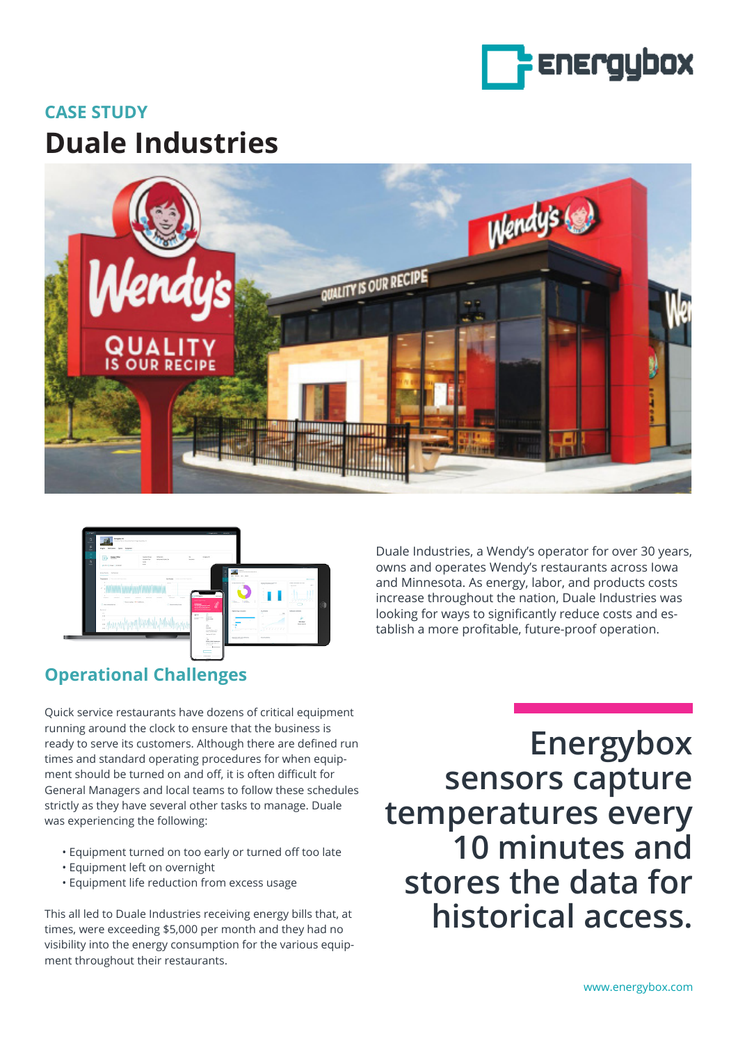CASE STUDY

# Duale Industries

Duale Industries, a Wendy's operator for over 30 years, owns and operates Wendy's restaurants across Iowa and Minnesota. As energy, labor, and products costs increase throughout the nation, Duale Industries was looking for ways to significantly reduce costs and establish a more profitable, future-proof operation.

## Operational Challenges

Quick service restaurants have dozens of critical equipment running around the clock to ensure that the business is ready to serve its customers. Although there are defined run times and standard operating procedures for when equipment should be turned on and off, it is often difficult for General Managers and local teams to follow these schedules strictly as they have several other tasks to manage. Duale was experiencing the following:

- Equipment turned on too early or turned off too late
- Equipment left on overnight
- Equipment life reduction from excess usage

This all led to Duale Industries receiving energy bills that, at times, were exceeding $5,000 per month and they had no visibility into the energy consumption for the various equipment throughout their restaurants.

**Energybox sensors capture temperatures every 10 minutes and stores the data for historical access.**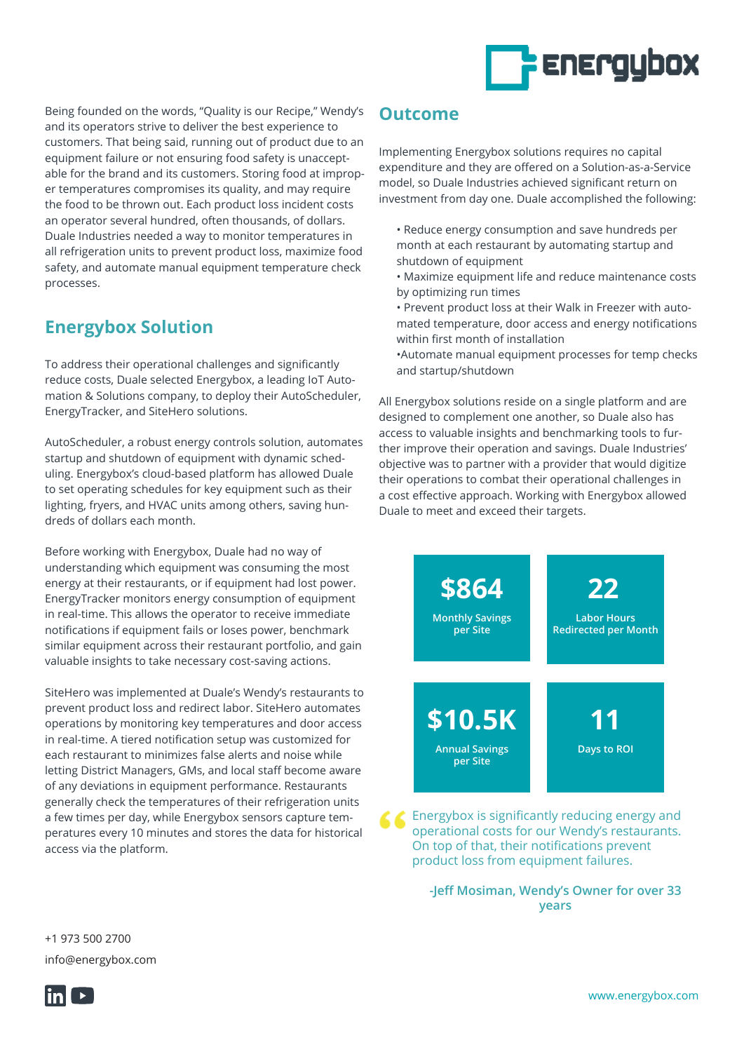Being founded on the words, "Quality is our Recipe," Wendy's and its operators strive to deliver the best experience to customers. That being said, running out of product due to an equipment failure or not ensuring food safety is unacceptable for the brand and its customers. Storing food at improper temperatures compromises its quality, and may require the food to be thrown out. Each product loss incident costs an operator several hundred, often thousands, of dollars. Duale Industries needed a way to monitor temperatures in all refrigeration units to prevent product loss, maximize food safety, and automate manual equipment temperature check processes.

## Energybox Solution

To address their operational challenges and significantly reduce costs, Duale selected Energybox, a leading IoT Automation & Solutions company, to deploy their AutoScheduler, EnergyTracker, and SiteHero solutions.

AutoScheduler, a robust energy controls solution, automates startup and shutdown of equipment with dynamic scheduling. Energybox's cloud-based platform has allowed Duale to set operating schedules for key equipment such as their lighting, fryers, and HVAC units among others, saving hundreds of dollars each month.

Before working with Energybox, Duale had no way of understanding which equipment was consuming the most energy at their restaurants, or if equipment had lost power. EnergyTracker monitors energy consumption of equipment in real-time. This allows the operator to receive immediate notifications if equipment fails or loses power, benchmark similar equipment across their restaurant portfolio, and gain valuable insights to take necessary cost-saving actions.

SiteHero was implemented at Duale's Wendy's restaurants to prevent product loss and redirect labor. SiteHero automates operations by monitoring key temperatures and door access in real-time. A tiered notification setup was customized for each restaurant to minimizes false alerts and noise while letting District Managers, GMs, and local staff become aware of any deviations in equipment performance. Restaurants generally check the temperatures of their refrigeration units a few times per day, while Energybox sensors capture temperatures every 10 minutes and stores the data for historical access via the platform.

## Outcome

Implementing Energybox solutions requires no capital expenditure and they are offered on a Solution-as-a-Service model, so Duale Industries achieved significant return on investment from day one. Duale accomplished the following:

- Reduce energy consumption and save hundreds per month at each restaurant by automating startup and shutdown of equipment
- Maximize equipment life and reduce maintenance costs by optimizing run times
- Prevent product loss at their Walk in Freezer with automated temperature, door access and energy notifications within first month of installation
- Automate manual equipment processes for temp checks and startup/shutdown

All Energybox solutions reside on a single platform and are designed to complement one another, so Duale also has access to valuable insights and benchmarking tools to further improve their operation and savings. Duale Industries' objective was to partner with a provider that would digitize their operations to combat their operational challenges in a cost effective approach. Working with Energybox allowed Duale to meet and exceed their targets.

**$864**
Monthly Savings per Site

**22**
Labor Hours Redirected per Month

**$10.5K**
Annual Savings per Site

**11**
Days to ROI

> Energybox is significantly reducing energy and operational costs for our Wendy's restaurants. On top of that, their notifications prevent product loss from equipment failures.
>
> **-Jeff Mosiman, Wendy's Owner for over 33 years**

+1 973 500 2700

info@energybox.com

www.energybox.com